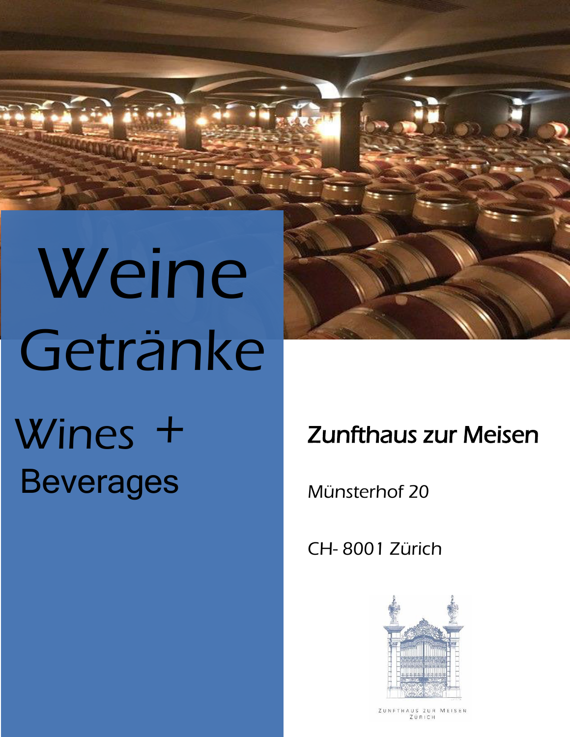# Weine Getränke

## Wines + Beverages

**Zunfthaus zur Meisen**

Münsterhof 20

CH- 8001 Zürich

ZUNFTHAUS ZUR MEISEN
ZÜRICH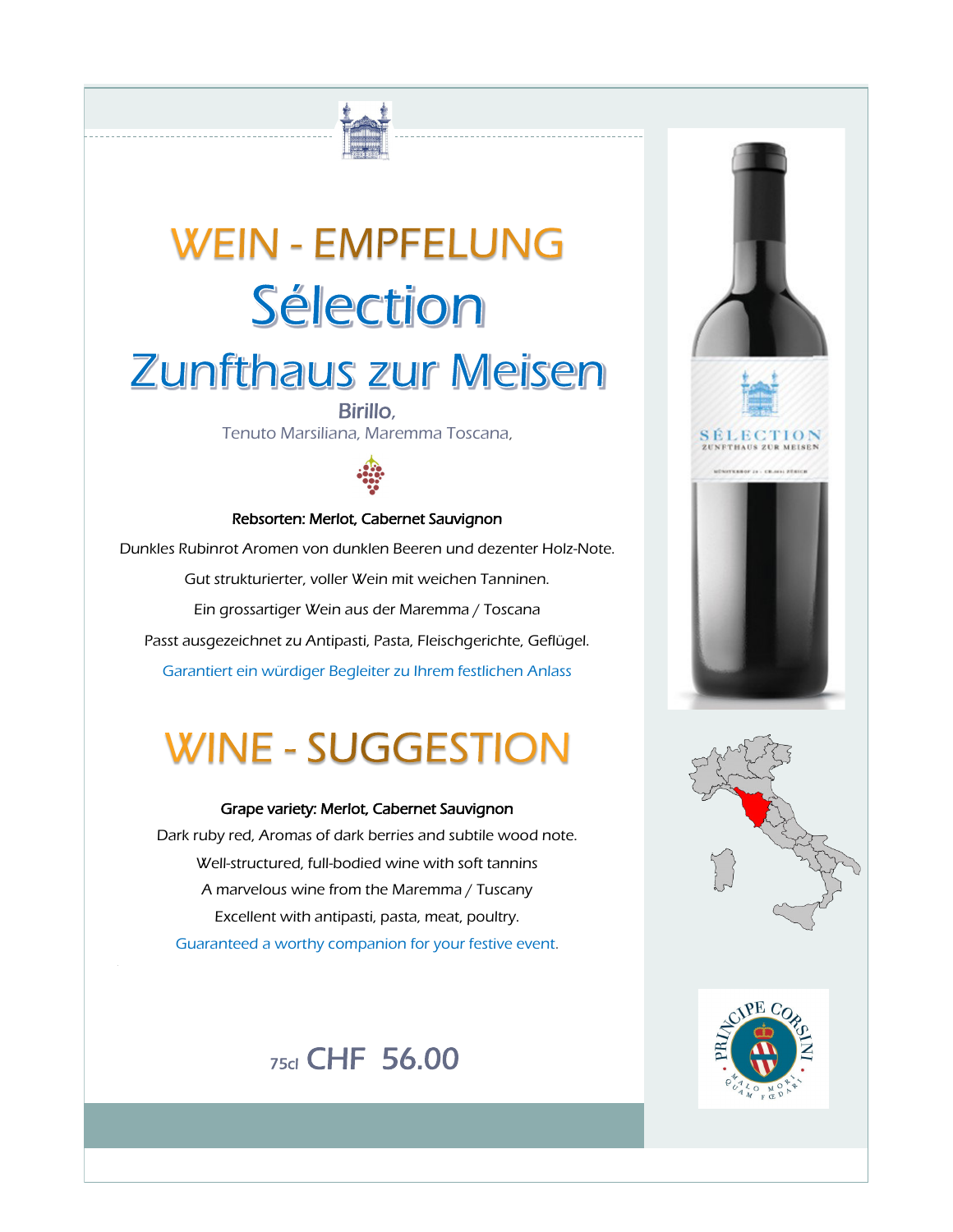# WEIN - EMPFELUNG

## Sélection

## Zunfthaus zur Meisen

**Birillo,**

Tenuto Marsiliana, Maremma Toscana,

**Rebsorten: Merlot, Cabernet Sauvignon**

Dunkles Rubinrot Aromen von dunklen Beeren und dezenter Holz-Note.

Gut strukturierter, voller Wein mit weichen Tanninen.

Ein grossartiger Wein aus der Maremma / Toscana

Passt ausgezeichnet zu Antipasti, Pasta, Fleischgerichte, Geflügel.

Garantiert ein würdiger Begleiter zu Ihrem festlichen Anlass

# WINE - SUGGESTION

**Grape variety: Merlot, Cabernet Sauvignon**

Dark ruby red, Aromas of dark berries and subtile wood note.

Well-structured, full-bodied wine with soft tannins

A marvelous wine from the Maremma / Tuscany

Excellent with antipasti, pasta, meat, poultry.

Guaranteed a worthy companion for your festive event.

75cl CHF 56.00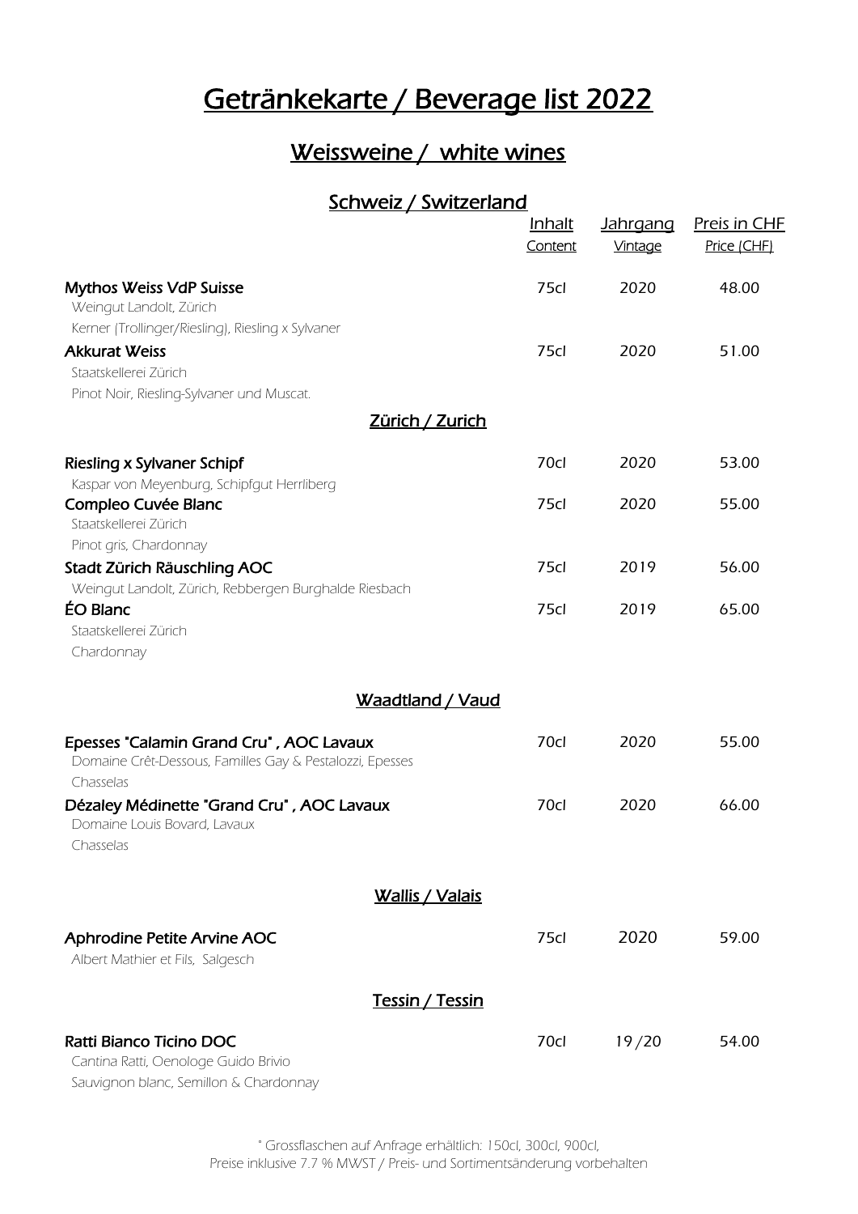# Getränkekarte / Beverage list 2022

## Weissweine / white wines

### Schweiz / Switzerland

| | Inhalt<br>Content | Jahrgang<br>Vintage | Preis in CHF<br>Price (CHF) |
|---|---|---|---|
| **Mythos Weiss VdP Suisse**<br>Weingut Landolt, Zürich<br>Kerner (Trollinger/Riesling), Riesling x Sylvaner | 75cl | 2020 | 48.00 |
| **Akkurat Weiss**<br>Staatskellerei Zürich<br>Pinot Noir, Riesling-Sylvaner und Muscat. | 75cl | 2020 | 51.00 |

### Zürich / Zurich

| | Inhalt<br>Content | Jahrgang<br>Vintage | Preis in CHF<br>Price (CHF) |
|---|---|---|---|
| **Riesling x Sylvaner Schipf**<br>Kaspar von Meyenburg, Schipfgut Herrliberg | 70cl | 2020 | 53.00 |
| **Compleo Cuvée Blanc**<br>Staatskellerei Zürich<br>Pinot gris, Chardonnay | 75cl | 2020 | 55.00 |
| **Stadt Zürich Räuschling AOC**<br>Weingut Landolt, Zürich, Rebbergen Burghalde Riesbach | 75cl | 2019 | 56.00 |
| **ÉO Blanc**<br>Staatskellerei Zürich<br>Chardonnay | 75cl | 2019 | 65.00 |

### Waadtland / Vaud

| | Inhalt<br>Content | Jahrgang<br>Vintage | Preis in CHF<br>Price (CHF) |
|---|---|---|---|
| **Epesses "Calamin Grand Cru" , AOC Lavaux**<br>Domaine Crêt-Dessous, Familles Gay & Pestalozzi, Epesses<br>Chasselas | 70cl | 2020 | 55.00 |
| **Dézaley Médinette "Grand Cru" , AOC Lavaux**<br>Domaine Louis Bovard, Lavaux<br>Chasselas | 70cl | 2020 | 66.00 |

### Wallis / Valais

| | Inhalt<br>Content | Jahrgang<br>Vintage | Preis in CHF<br>Price (CHF) |
|---|---|---|---|
| **Aphrodine Petite Arvine AOC**<br>Albert Mathier et Fils, Salgesch | 75cl | 2020 | 59.00 |

### Tessin / Tessin

| | Inhalt<br>Content | Jahrgang<br>Vintage | Preis in CHF<br>Price (CHF) |
|---|---|---|---|
| **Ratti Bianco Ticino DOC**<br>Cantina Ratti, Oenologe Guido Brivio<br>Sauvignon blanc, Semillon & Chardonnay | 70cl | 19 /20 | 54.00 |

* Grossflaschen auf Anfrage erhältlich: 150cl, 300cl, 900cl,
Preise inklusive 7.7 % MWST / Preis- und Sortimentsänderung vorbehalten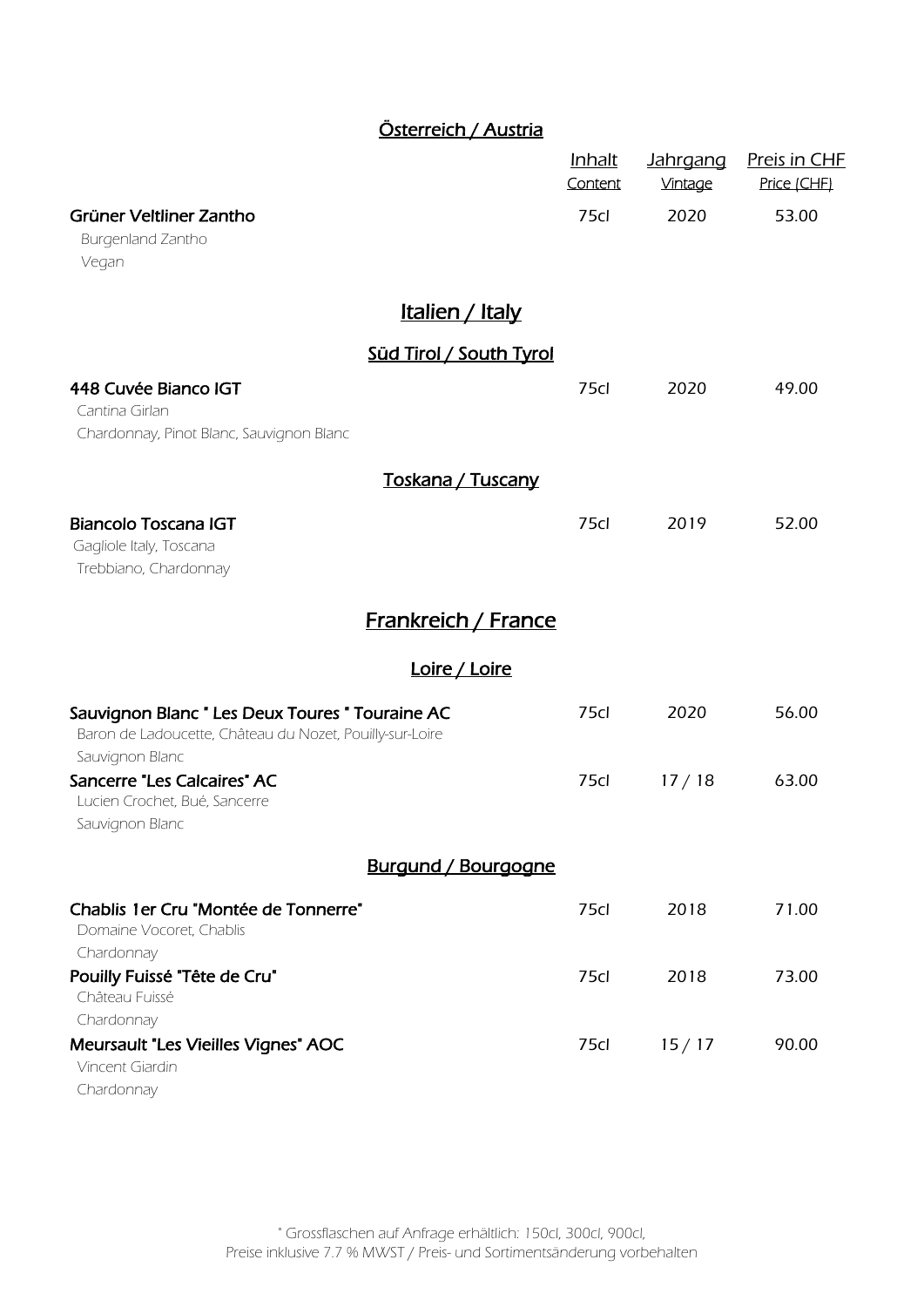## Österreich / Austria

| | Inhalt<br>Content | Jahrgang<br>Vintage | Preis in CHF<br>Price (CHF) |
|---|---|---|---|
| **Grüner Veltliner Zantho**<br>Burgenland Zantho<br>Vegan | 75cl | 2020 | 53.00 |

# Italien / Italy

### Süd Tirol / South Tyrol

| | | | |
|---|---|---|---|
| **448 Cuvée Bianco IGT**<br>Cantina Girlan<br>Chardonnay, Pinot Blanc, Sauvignon Blanc | 75cl | 2020 | 49.00 |

### Toskana / Tuscany

| | | | |
|---|---|---|---|
| **Biancolo Toscana IGT**<br>Gagliole Italy, Toscana<br>Trebbiano, Chardonnay | 75cl | 2019 | 52.00 |

# Frankreich / France

### Loire / Loire

| | | | |
|---|---|---|---|
| **Sauvignon Blanc " Les Deux Toures " Touraine AC**<br>Baron de Ladoucette, Château du Nozet, Pouilly-sur-Loire<br>Sauvignon Blanc | 75cl | 2020 | 56.00 |
| **Sancerre "Les Calcaires" AC**<br>Lucien Crochet, Bué, Sancerre<br>Sauvignon Blanc | 75cl | 17 / 18 | 63.00 |

### Burgund / Bourgogne

| | | | |
|---|---|---|---|
| **Chablis 1er Cru "Montée de Tonnerre"**<br>Domaine Vocoret, Chablis<br>Chardonnay | 75cl | 2018 | 71.00 |
| **Pouilly Fuissé "Tête de Cru"**<br>Château Fuissé<br>Chardonnay | 75cl | 2018 | 73.00 |
| **Meursault "Les Vieilles Vignes" AOC**<br>Vincent Giardin<br>Chardonnay | 75cl | 15 / 17 | 90.00 |

* Grossflaschen auf Anfrage erhältlich: 150cl, 300cl, 900cl,
Preise inklusive 7.7 % MWST / Preis- und Sortimentsänderung vorbehalten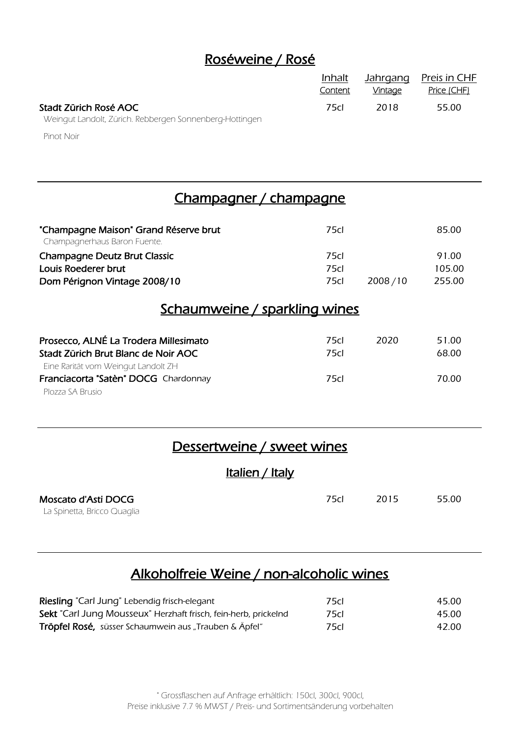## Roséweine / Rosé

| | Inhalt<br>Content | Jahrgang<br>Vintage | Preis in CHF<br>Price (CHF) |
|---|---|---|---|
| **Stadt Zürich Rosé AOC**<br>Weingut Landolt, Zürich. Rebbergen Sonnenberg-Hottingen<br>Pinot Noir | 75cl | 2018 | 55.00 |

## Champagner / champagne

| | | | |
|---|---|---|---|
| **"Champagne Maison" Grand Réserve brut**<br>Champagnerhaus Baron Fuente. | 75cl | | 85.00 |
| **Champagne Deutz Brut Classic** | 75cl | | 91.00 |
| **Louis Roederer brut** | 75cl | | 105.00 |
| **Dom Pérignon Vintage 2008/10** | 75cl | 2008 /10 | 255.00 |

## Schaumweine / sparkling wines

| | | | |
|---|---|---|---|
| **Prosecco, ALNÉ La Trodera Millesimato** | 75cl | 2020 | 51.00 |
| **Stadt Zürich Brut Blanc de Noir AOC**<br>Eine Rarität vom Weingut Landolt ZH | 75cl | | 68.00 |
| **Franciacorta "Satèn" DOCG** Chardonnay<br>Plozza SA Brusio | 75cl | | 70.00 |

## Dessertweine / sweet wines

### Italien / Italy

| | | | |
|---|---|---|---|
| **Moscato d'Asti DOCG**<br>La Spinetta, Bricco Quaglia | 75cl | 2015 | 55.00 |

## Alkoholfreie Weine / non-alcoholic wines

| | | | |
|---|---|---|---|
| **Riesling** "Carl Jung" Lebendig frisch-elegant | 75cl | | 45.00 |
| **Sekt** "Carl Jung Mousseux" Herzhaft frisch, fein-herb, prickelnd | 75cl | | 45.00 |
| **Tröpfel Rosé,** süsser Schaumwein aus „Trauben & Äpfel“ | 75cl | | 42.00 |

* Grossflaschen auf Anfrage erhältlich: 150cl, 300cl, 900cl,
Preise inklusive 7.7 % MWST / Preis- und Sortimentsänderung vorbehalten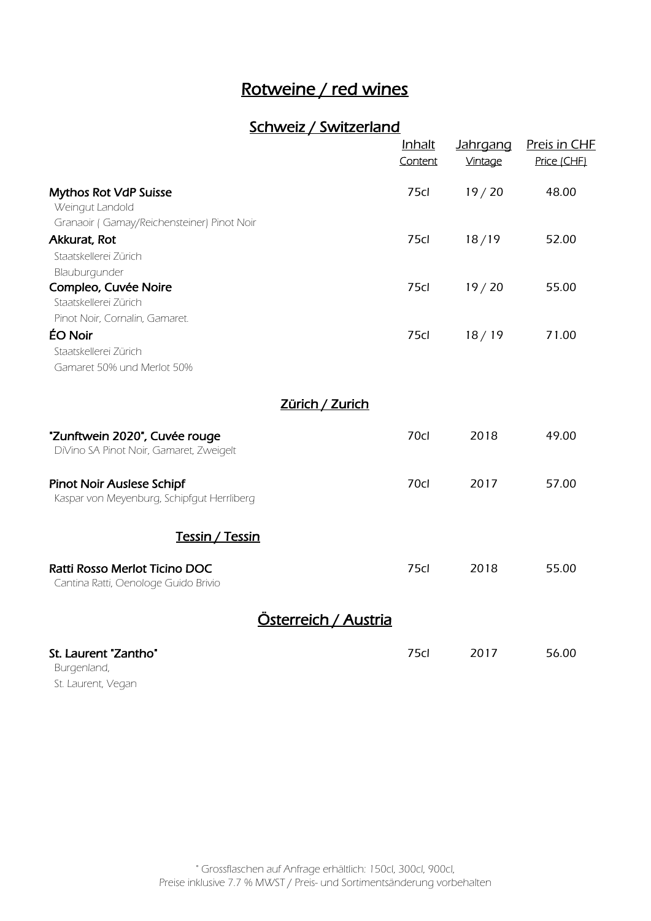# Rotweine / red wines

## Schweiz / Switzerland

| | Inhalt<br>Content | Jahrgang<br>Vintage | Preis in CHF<br>Price (CHF) |
|---|---|---|---|
| **Mythos Rot VdP Suisse**<br>Weingut Landold<br>Granaoir ( Gamay/Reichensteiner) Pinot Noir | 75cl | 19 / 20 | 48.00 |
| **Akkurat, Rot**<br>Staatskellerei Zürich<br>Blauburgunder | 75cl | 18 /19 | 52.00 |
| **Compleo, Cuvée Noire**<br>Staatskellerei Zürich<br>Pinot Noir, Cornalin, Gamaret. | 75cl | 19 / 20 | 55.00 |
| **ÉO Noir**<br>Staatskellerei Zürich<br>Gamaret 50% und Merlot 50% | 75cl | 18 / 19 | 71.00 |

### Zürich / Zurich

| | Inhalt | Jahrgang | Preis in CHF |
|---|---|---|---|
| **"Zunftwein 2020", Cuvée rouge**<br>DiVino SA Pinot Noir, Gamaret, Zweigelt | 70cl | 2018 | 49.00 |
| **Pinot Noir Auslese Schipf**<br>Kaspar von Meyenburg, Schipfgut Herrliberg | 70cl | 2017 | 57.00 |

### Tessin / Tessin

| | Inhalt | Jahrgang | Preis in CHF |
|---|---|---|---|
| **Ratti Rosso Merlot Ticino DOC**<br>Cantina Ratti, Oenologe Guido Brivio | 75cl | 2018 | 55.00 |

## Österreich / Austria

| | Inhalt | Jahrgang | Preis in CHF |
|---|---|---|---|
| **St. Laurent "Zantho"**<br>Burgenland,<br>St. Laurent, Vegan | 75cl | 2017 | 56.00 |

" Grossflaschen auf Anfrage erhältlich: 150cl, 300cl, 900cl,
Preise inklusive 7.7 % MWST / Preis- und Sortimentsänderung vorbehalten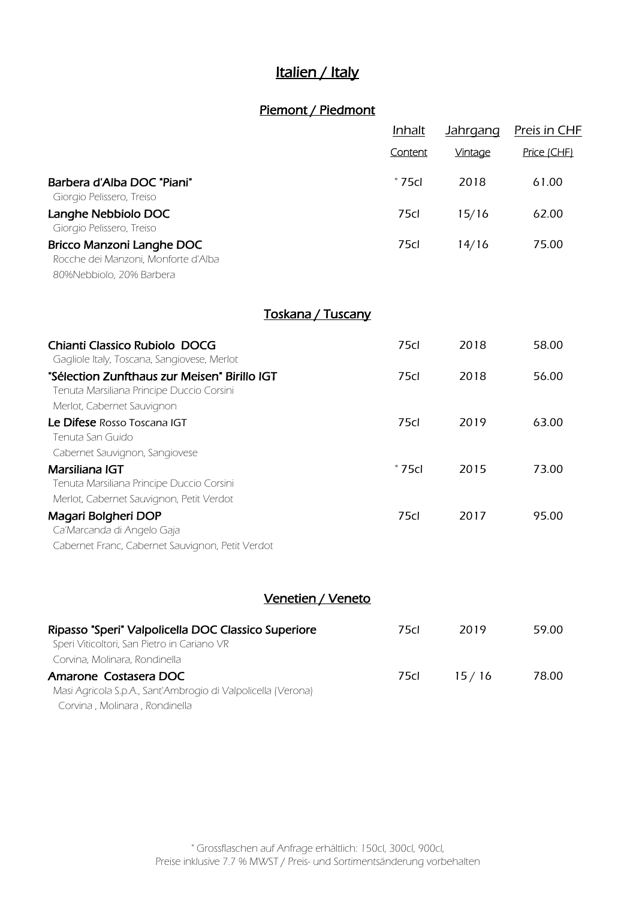# Italien / Italy

## Piemont / Piedmont

| | Inhalt<br>Content | Jahrgang<br>Vintage | Preis in CHF<br>Price (CHF) |
|---|---|---|---|
| **Barbera d'Alba DOC "Piani"**<br>Giorgio Pelissero, Treiso | ° 75cl | 2018 | 61.00 |
| **Langhe Nebbiolo DOC**<br>Giorgio Pelissero, Treiso | 75cl | 15/16 | 62.00 |
| **Bricco Manzoni Langhe DOC**<br>Rocche dei Manzoni, Monforte d'Alba<br>80%Nebbiolo, 20% Barbera | 75cl | 14/16 | 75.00 |

## Toskana / Tuscany

| | Inhalt | Jahrgang | Preis in CHF |
|---|---|---|---|
| **Chianti Classico Rubiolo DOCG**<br>Gagliole Italy, Toscana, Sangiovese, Merlot | 75cl | 2018 | 58.00 |
| **"Sélection Zunfthaus zur Meisen" Birillo IGT**<br>Tenuta Marsiliana Principe Duccio Corsini<br>Merlot, Cabernet Sauvignon | 75cl | 2018 | 56.00 |
| **Le Difese** Rosso Toscana IGT<br>Tenuta San Guido<br>Cabernet Sauvignon, Sangiovese | 75cl | 2019 | 63.00 |
| **Marsiliana IGT**<br>Tenuta Marsiliana Principe Duccio Corsini<br>Merlot, Cabernet Sauvignon, Petit Verdot | ° 75cl | 2015 | 73.00 |
| **Magari Bolgheri DOP**<br>Ca'Marcanda di Angelo Gaja<br>Cabernet Franc, Cabernet Sauvignon, Petit Verdot | 75cl | 2017 | 95.00 |

## Venetien / Veneto

| | Inhalt | Jahrgang | Preis in CHF |
|---|---|---|---|
| **Ripasso "Speri" Valpolicella DOC Classico Superiore**<br>Speri Viticoltori, San Pietro in Cariano VR<br>Corvina, Molinara, Rondinella | 75cl | 2019 | 59.00 |
| **Amarone Costasera DOC**<br>Masi Agricola S.p.A., Sant'Ambrogio di Valpolicella (Verona)<br>Corvina , Molinara , Rondinella | 75cl | 15 / 16 | 78.00 |

° Grossflaschen auf Anfrage erhältlich: 150cl, 300cl, 900cl,
Preise inklusive 7.7 % MWST / Preis- und Sortimentsänderung vorbehalten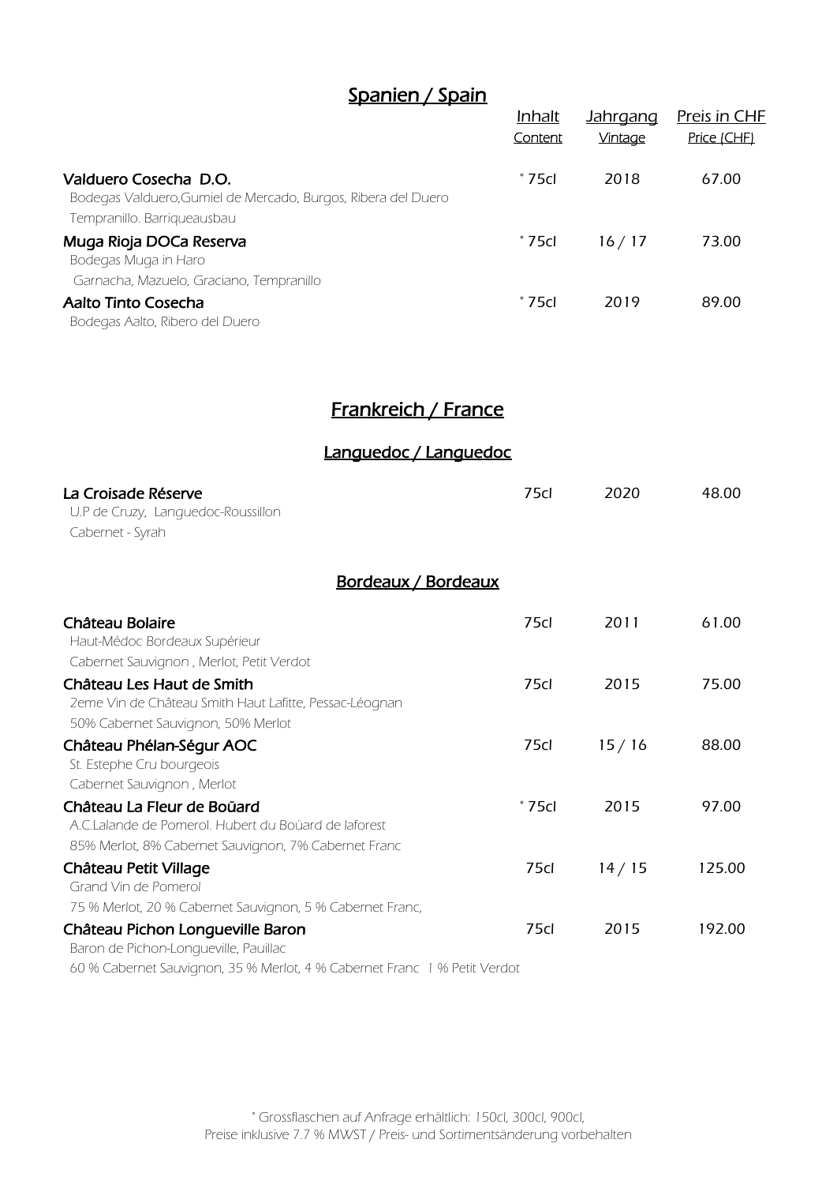## Spanien / Spain

| | Inhalt<br>Content | Jahrgang<br>Vintage | Preis in CHF<br>Price (CHF) |
|---|---|---|---|
| **Valduero Cosecha D.O.**<br>Bodegas Valduero,Gumiel de Mercado, Burgos, Ribera del Duero<br>Tempranillo. Barriqueausbau | ° 75cl | 2018 | 67.00 |
| **Muga Rioja DOCa Reserva**<br>Bodegas Muga in Haro<br>Garnacha, Mazuelo, Graciano, Tempranillo | ° 75cl | 16 / 17 | 73.00 |
| **Aalto Tinto Cosecha**<br>Bodegas Aalto, Ribero del Duero | ° 75cl | 2019 | 89.00 |

## Frankreich / France

### Languedoc / Languedoc

| | | | |
|---|---|---|---|
| **La Croisade Réserve**<br>U.P de Cruzy, Languedoc-Roussillon<br>Cabernet - Syrah | 75cl | 2020 | 48.00 |

### Bordeaux / Bordeaux

| | | | |
|---|---|---|---|
| **Château Bolaire**<br>Haut-Médoc Bordeaux Supérieur<br>Cabernet Sauvignon , Merlot, Petit Verdot | 75cl | 2011 | 61.00 |
| **Château Les Haut de Smith**<br>2eme Vin de Château Smith Haut Lafitte, Pessac-Léognan<br>50% Cabernet Sauvignon, 50% Merlot | 75cl | 2015 | 75.00 |
| **Château Phélan-Ségur AOC**<br>St. Estephe Cru bourgeois<br>Cabernet Sauvignon , Merlot | 75cl | 15 / 16 | 88.00 |
| **Château La Fleur de Boüard**<br>A.C.Lalande de Pomerol. Hubert du Boüard de laforest<br>85% Merlot, 8% Cabernet Sauvignon, 7% Cabernet Franc | ° 75cl | 2015 | 97.00 |
| **Château Petit Village**<br>Grand Vin de Pomerol<br>75 % Merlot, 20 % Cabernet Sauvignon, 5 % Cabernet Franc, | 75cl | 14 / 15 | 125.00 |
| **Château Pichon Longueville Baron**<br>Baron de Pichon-Longueville, Pauillac<br>60 % Cabernet Sauvignon, 35 % Merlot, 4 % Cabernet Franc 1 % Petit Verdot | 75cl | 2015 | 192.00 |

° Grossflaschen auf Anfrage erhältlich: 150cl, 300cl, 900cl,
Preise inklusive 7.7 % MWST / Preis- und Sortimentsänderung vorbehalten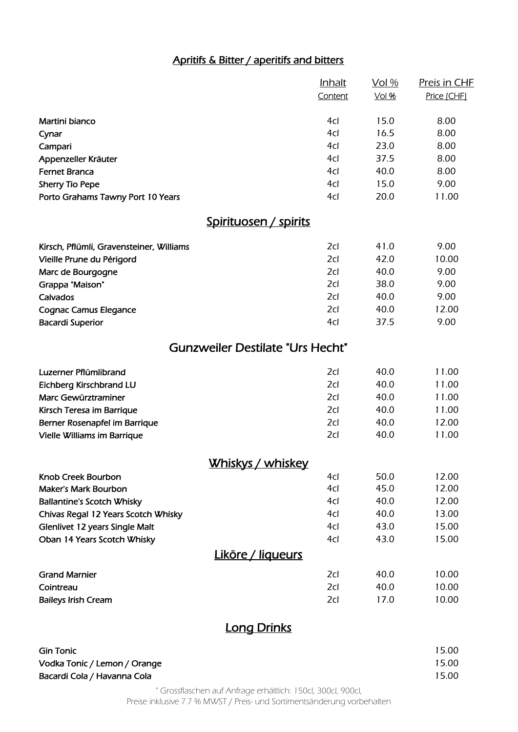## Apritifs & Bitter / aperitifs and bitters

| | Inhalt<br>Content | Vol %<br>Vol % | Preis in CHF<br>Price (CHF) |
|---|---|---|---|
| Martini bianco | 4cl | 15.0 | 8.00 |
| Cynar | 4cl | 16.5 | 8.00 |
| Campari | 4cl | 23.0 | 8.00 |
| Appenzeller Kräuter | 4cl | 37.5 | 8.00 |
| Fernet Branca | 4cl | 40.0 | 8.00 |
| Sherry Tio Pepe | 4cl | 15.0 | 9.00 |
| Porto Grahams Tawny Port 10 Years | 4cl | 20.0 | 11.00 |

## Spirituosen / spirits

| | | | |
|---|---|---|---|
| Kirsch, Pflümli, Gravensteiner, Williams | 2cl | 41.0 | 9.00 |
| Vieille Prune du Périgord | 2cl | 42.0 | 10.00 |
| Marc de Bourgogne | 2cl | 40.0 | 9.00 |
| Grappa "Maison" | 2cl | 38.0 | 9.00 |
| Calvados | 2cl | 40.0 | 9.00 |
| Cognac Camus Elegance | 2cl | 40.0 | 12.00 |
| Bacardi Superior | 4cl | 37.5 | 9.00 |

## Gunzweiler Destilate "Urs Hecht"

| | | | |
|---|---|---|---|
| Luzerner Pflümlibrand | 2cl | 40.0 | 11.00 |
| Eichberg Kirschbrand LU | 2cl | 40.0 | 11.00 |
| Marc Gewürztraminer | 2cl | 40.0 | 11.00 |
| Kirsch Teresa im Barrique | 2cl | 40.0 | 11.00 |
| Berner Rosenapfel im Barrique | 2cl | 40.0 | 12.00 |
| Vielle Williams im Barrique | 2cl | 40.0 | 11.00 |

## Whiskys / whiskey

| | | | |
|---|---|---|---|
| Knob Creek Bourbon | 4cl | 50.0 | 12.00 |
| Maker's Mark Bourbon | 4cl | 45.0 | 12.00 |
| Ballantine's Scotch Whisky | 4cl | 40.0 | 12.00 |
| Chivas Regal 12 Years Scotch Whisky | 4cl | 40.0 | 13.00 |
| Glenlivet 12 years Single Malt | 4cl | 43.0 | 15.00 |
| Oban 14 Years Scotch Whisky | 4cl | 43.0 | 15.00 |

## Liköre / liqueurs

| | | | |
|---|---|---|---|
| Grand Marnier | 2cl | 40.0 | 10.00 |
| Cointreau | 2cl | 40.0 | 10.00 |
| Baileys Irish Cream | 2cl | 17.0 | 10.00 |

## Long Drinks

| | |
|---|---|
| Gin Tonic | 15.00 |
| Vodka Tonic / Lemon / Orange | 15.00 |
| Bacardi Cola / Havanna Cola | 15.00 |

" Grossflaschen auf Anfrage erhältlich: 150cl, 300cl, 900cl,
Preise inklusive 7.7 % MWST / Preis- und Sortimentsänderung vorbehalten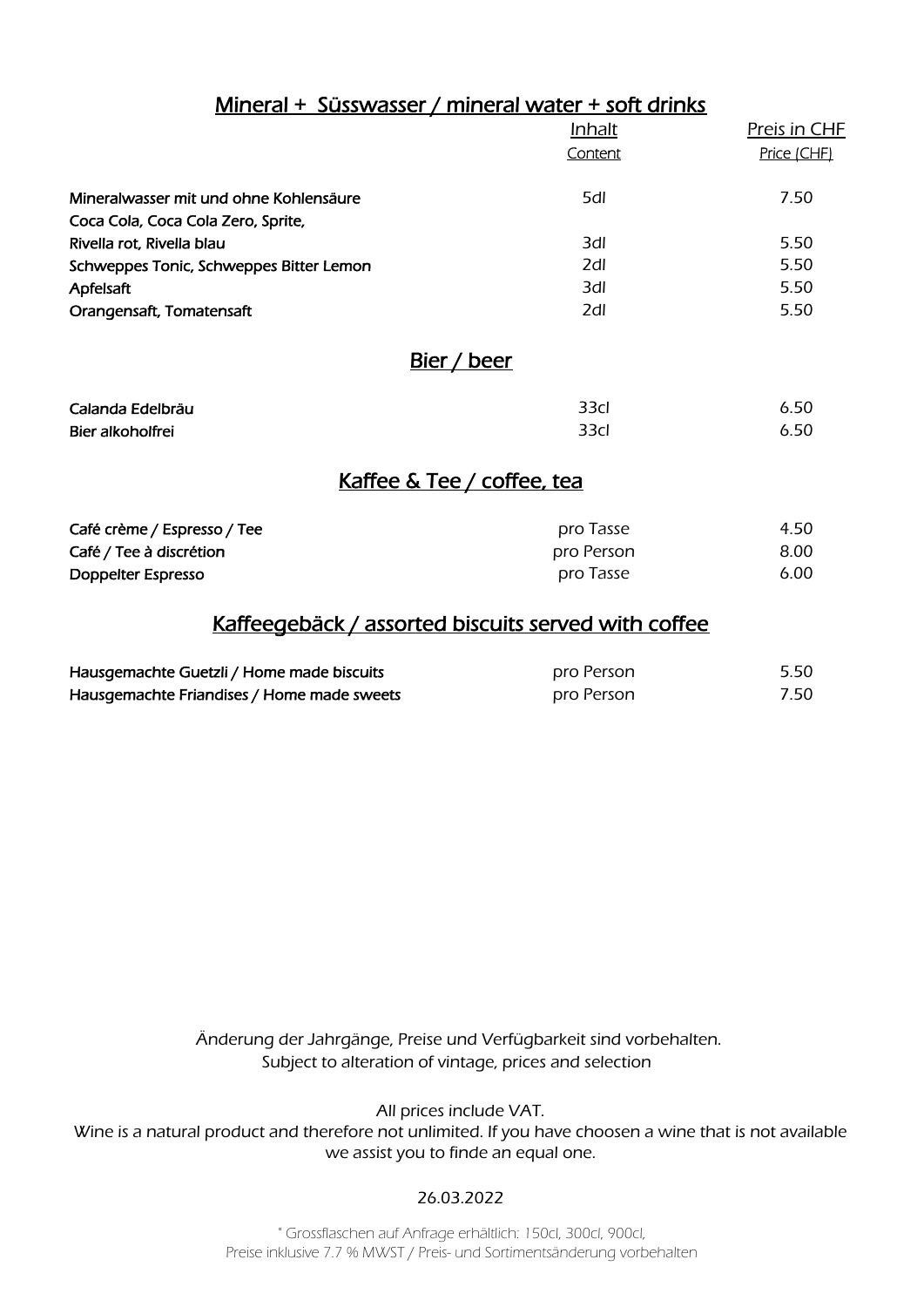## Mineral + Süsswasser / mineral water + soft drinks

| | Inhalt<br>Content | Preis in CHF<br>Price (CHF) |
|---|---|---|
| Mineralwasser mit und ohne Kohlensäure | 5dl | 7.50 |
| Coca Cola, Coca Cola Zero, Sprite,<br>Rivella rot, Rivella blau | 3dl | 5.50 |
| Schweppes Tonic, Schweppes Bitter Lemon | 2dl | 5.50 |
| Apfelsaft | 3dl | 5.50 |
| Orangensaft, Tomatensaft | 2dl | 5.50 |

## Bier / beer

| | | |
|---|---|---|
| Calanda Edelbräu | 33cl | 6.50 |
| Bier alkoholfrei | 33cl | 6.50 |

## Kaffee & Tee / coffee, tea

| | | |
|---|---|---|
| Café crème / Espresso / Tee | pro Tasse | 4.50 |
| Café / Tee à discrétion | pro Person | 8.00 |
| Doppelter Espresso | pro Tasse | 6.00 |

## Kaffeegebäck / assorted biscuits served with coffee

| | | |
|---|---|---|
| Hausgemachte Guetzli / Home made biscuits | pro Person | 5.50 |
| Hausgemachte Friandises / Home made sweets | pro Person | 7.50 |

Änderung der Jahrgänge, Preise und Verfügbarkeit sind vorbehalten.
Subject to alteration of vintage, prices and selection

All prices include VAT.
Wine is a natural product and therefore not unlimited. If you have choosen a wine that is not available we assist you to finde an equal one.

26.03.2022

* Grossflaschen auf Anfrage erhältlich: 150cl, 300cl, 900cl,
Preise inklusive 7.7 % MWST / Preis- und Sortimentsänderung vorbehalten